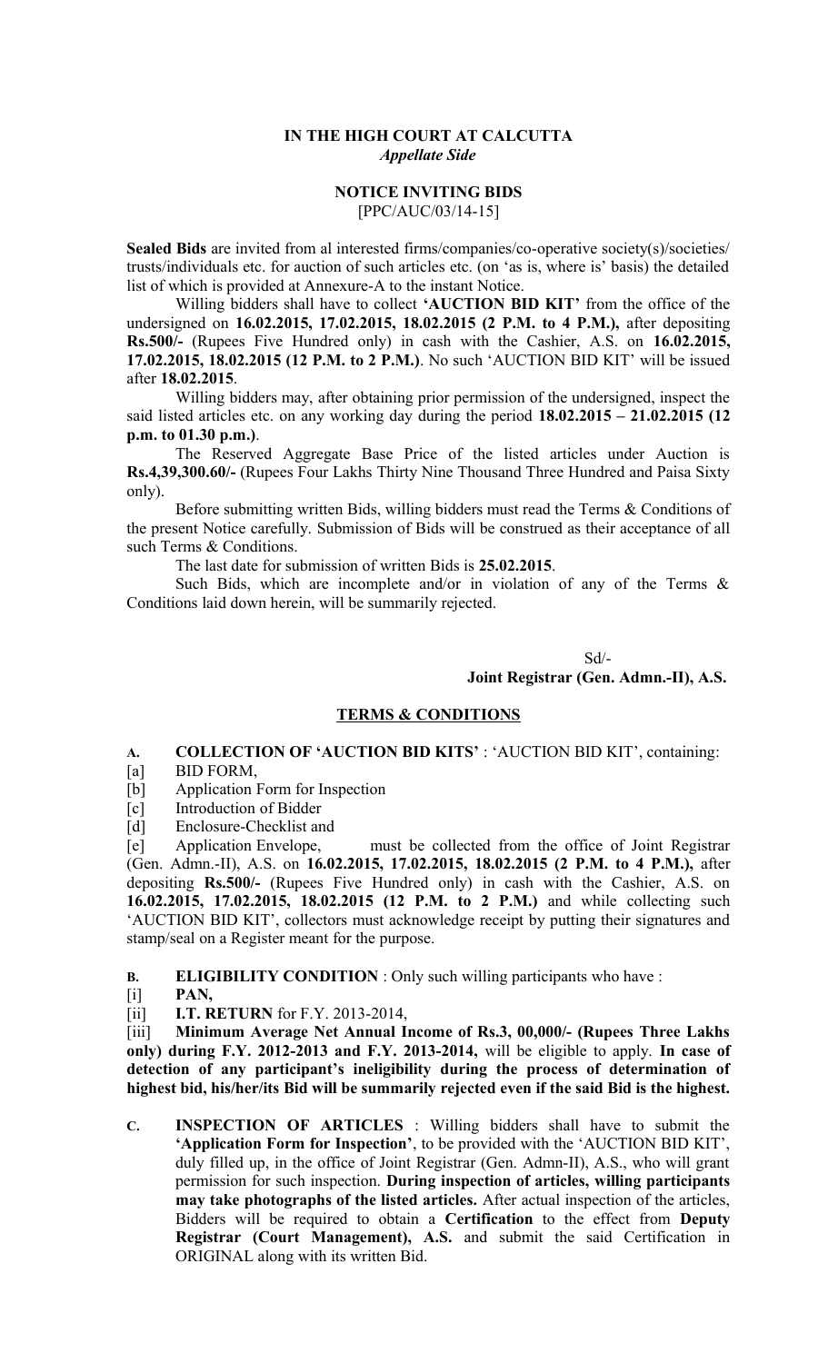**IN THE HIGH COURT AT CALCUTTA**
*Appellate Side*

**NOTICE INVITING BIDS**
[PPC/AUC/03/14-15]

**Sealed Bids** are invited from al interested firms/companies/co-operative society(s)/societies/ trusts/individuals etc. for auction of such articles etc. (on 'as is, where is' basis) the detailed list of which is provided at Annexure-A to the instant Notice.

Willing bidders shall have to collect **'AUCTION BID KIT'** from the office of the undersigned on **16.02.2015, 17.02.2015, 18.02.2015 (2 P.M. to 4 P.M.),** after depositing **Rs.500/-** (Rupees Five Hundred only) in cash with the Cashier, A.S. on **16.02.2015, 17.02.2015, 18.02.2015 (12 P.M. to 2 P.M.)**. No such 'AUCTION BID KIT' will be issued after **18.02.2015**.

Willing bidders may, after obtaining prior permission of the undersigned, inspect the said listed articles etc. on any working day during the period **18.02.2015 – 21.02.2015 (12 p.m. to 01.30 p.m.)**.

The Reserved Aggregate Base Price of the listed articles under Auction is **Rs.4,39,300.60/-** (Rupees Four Lakhs Thirty Nine Thousand Three Hundred and Paisa Sixty only).

Before submitting written Bids, willing bidders must read the Terms & Conditions of the present Notice carefully. Submission of Bids will be construed as their acceptance of all such Terms & Conditions.

The last date for submission of written Bids is **25.02.2015**.

Such Bids, which are incomplete and/or in violation of any of the Terms & Conditions laid down herein, will be summarily rejected.

Sd/-
**Joint Registrar (Gen. Admn.-II), A.S.**

## TERMS & CONDITIONS

**A. COLLECTION OF 'AUCTION BID KITS'** : 'AUCTION BID KIT', containing:

[a] BID FORM,
[b] Application Form for Inspection
[c] Introduction of Bidder
[d] Enclosure-Checklist and
[e] Application Envelope, must be collected from the office of Joint Registrar (Gen. Admn.-II), A.S. on **16.02.2015, 17.02.2015, 18.02.2015 (2 P.M. to 4 P.M.),** after depositing **Rs.500/-** (Rupees Five Hundred only) in cash with the Cashier, A.S. on **16.02.2015, 17.02.2015, 18.02.2015 (12 P.M. to 2 P.M.)** and while collecting such 'AUCTION BID KIT', collectors must acknowledge receipt by putting their signatures and stamp/seal on a Register meant for the purpose.

**B. ELIGIBILITY CONDITION** : Only such willing participants who have :

[i] **PAN,**
[ii] **I.T. RETURN** for F.Y. 2013-2014,
[iii] **Minimum Average Net Annual Income of Rs.3, 00,000/- (Rupees Three Lakhs only) during F.Y. 2012-2013 and F.Y. 2013-2014,** will be eligible to apply. **In case of detection of any participant's ineligibility during the process of determination of highest bid, his/her/its Bid will be summarily rejected even if the said Bid is the highest.**

**C. INSPECTION OF ARTICLES** : Willing bidders shall have to submit the **'Application Form for Inspection'**, to be provided with the 'AUCTION BID KIT', duly filled up, in the office of Joint Registrar (Gen. Admn-II), A.S., who will grant permission for such inspection. **During inspection of articles, willing participants may take photographs of the listed articles.** After actual inspection of the articles, Bidders will be required to obtain a **Certification** to the effect from **Deputy Registrar (Court Management), A.S.** and submit the said Certification in ORIGINAL along with its written Bid.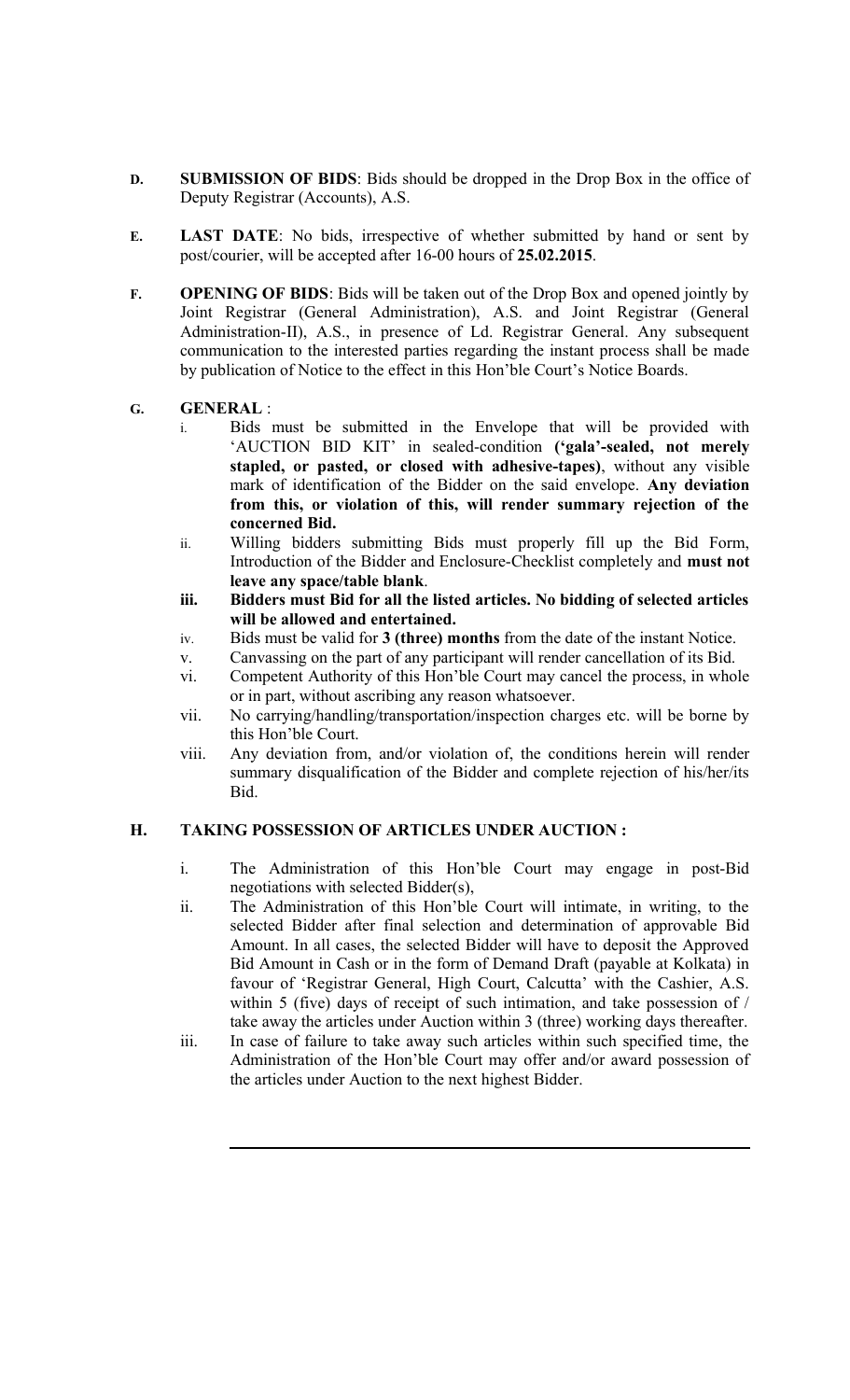**D.** **SUBMISSION OF BIDS**: Bids should be dropped in the Drop Box in the office of Deputy Registrar (Accounts), A.S.

**E.** **LAST DATE**: No bids, irrespective of whether submitted by hand or sent by post/courier, will be accepted after 16-00 hours of **25.02.2015**.

**F.** **OPENING OF BIDS**: Bids will be taken out of the Drop Box and opened jointly by Joint Registrar (General Administration), A.S. and Joint Registrar (General Administration-II), A.S., in presence of Ld. Registrar General. Any subsequent communication to the interested parties regarding the instant process shall be made by publication of Notice to the effect in this Hon'ble Court's Notice Boards.

**G.** **GENERAL** :

i. Bids must be submitted in the Envelope that will be provided with 'AUCTION BID KIT' in sealed-condition **('gala'-sealed, not merely stapled, or pasted, or closed with adhesive-tapes)**, without any visible mark of identification of the Bidder on the said envelope. **Any deviation from this, or violation of this, will render summary rejection of the concerned Bid.**

ii. Willing bidders submitting Bids must properly fill up the Bid Form, Introduction of the Bidder and Enclosure-Checklist completely and **must not leave any space/table blank**.

**iii. Bidders must Bid for all the listed articles. No bidding of selected articles will be allowed and entertained.**

iv. Bids must be valid for **3 (three) months** from the date of the instant Notice.

v. Canvassing on the part of any participant will render cancellation of its Bid.

vi. Competent Authority of this Hon'ble Court may cancel the process, in whole or in part, without ascribing any reason whatsoever.

vii. No carrying/handling/transportation/inspection charges etc. will be borne by this Hon'ble Court.

viii. Any deviation from, and/or violation of, the conditions herein will render summary disqualification of the Bidder and complete rejection of his/her/its Bid.

**H.** **TAKING POSSESSION OF ARTICLES UNDER AUCTION :**

i. The Administration of this Hon'ble Court may engage in post-Bid negotiations with selected Bidder(s),

ii. The Administration of this Hon'ble Court will intimate, in writing, to the selected Bidder after final selection and determination of approvable Bid Amount. In all cases, the selected Bidder will have to deposit the Approved Bid Amount in Cash or in the form of Demand Draft (payable at Kolkata) in favour of 'Registrar General, High Court, Calcutta' with the Cashier, A.S. within 5 (five) days of receipt of such intimation, and take possession of / take away the articles under Auction within 3 (three) working days thereafter.

iii. In case of failure to take away such articles within such specified time, the Administration of the Hon'ble Court may offer and/or award possession of the articles under Auction to the next highest Bidder.

---